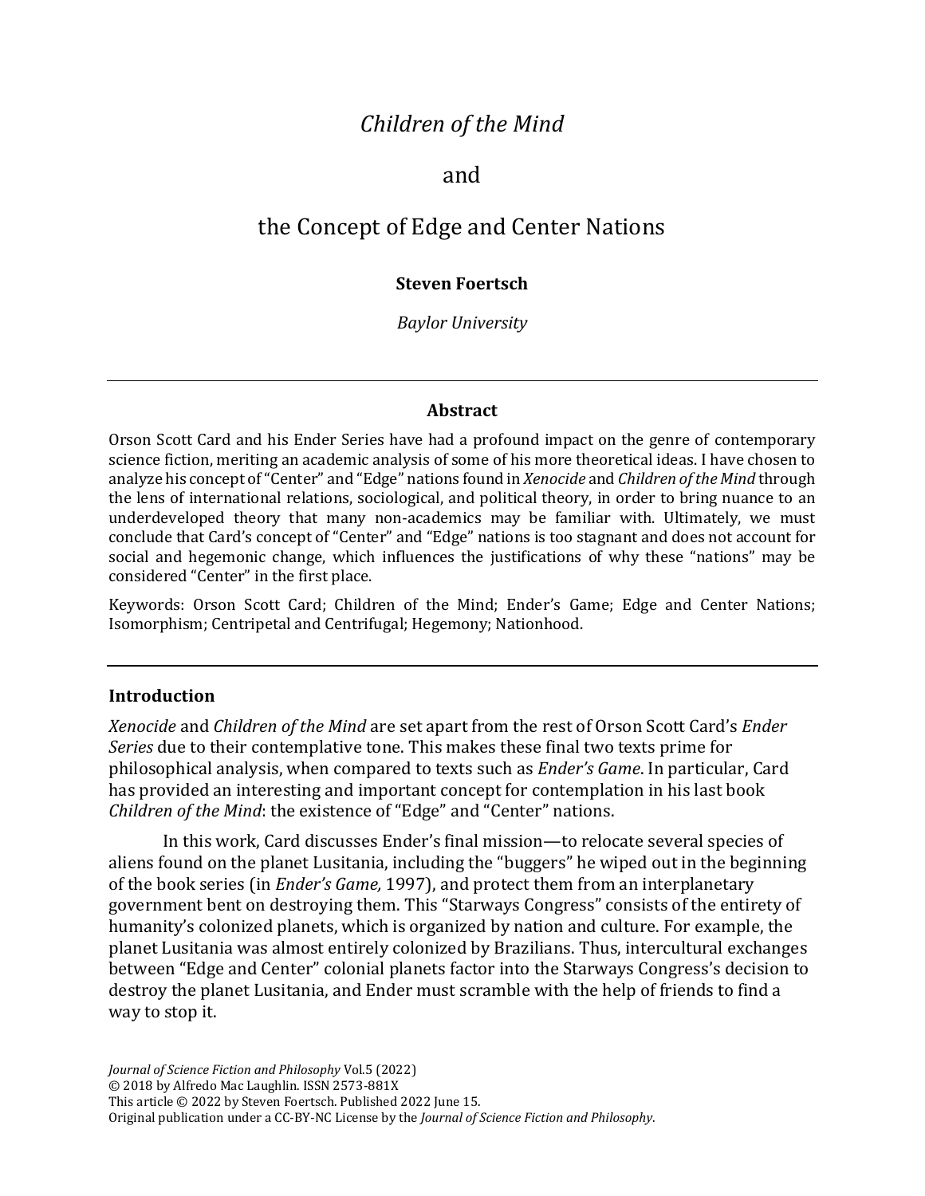# *Children of the Mind*

# and

# the Concept of Edge and Center Nations

**Steven Foertsch**

*Baylor University*

---

**Abstract**

Orson Scott Card and his Ender Series have had a profound impact on the genre of contemporary science fiction, meriting an academic analysis of some of his more theoretical ideas. I have chosen to analyze his concept of "Center" and "Edge" nations found in *Xenocide* and *Children of the Mind* through the lens of international relations, sociological, and political theory, in order to bring nuance to an underdeveloped theory that many non-academics may be familiar with. Ultimately, we must conclude that Card's concept of "Center" and "Edge" nations is too stagnant and does not account for social and hegemonic change, which influences the justifications of why these "nations" may be considered "Center" in the first place.

Keywords: Orson Scott Card; Children of the Mind; Ender's Game; Edge and Center Nations; Isomorphism; Centripetal and Centrifugal; Hegemony; Nationhood.

---

## Introduction

*Xenocide* and *Children of the Mind* are set apart from the rest of Orson Scott Card's *Ender Series* due to their contemplative tone. This makes these final two texts prime for philosophical analysis, when compared to texts such as *Ender's Game*. In particular, Card has provided an interesting and important concept for contemplation in his last book *Children of the Mind*: the existence of "Edge" and "Center" nations.

In this work, Card discusses Ender's final mission—to relocate several species of aliens found on the planet Lusitania, including the "buggers" he wiped out in the beginning of the book series (in *Ender's Game,* 1997), and protect them from an interplanetary government bent on destroying them. This "Starways Congress" consists of the entirety of humanity's colonized planets, which is organized by nation and culture. For example, the planet Lusitania was almost entirely colonized by Brazilians. Thus, intercultural exchanges between "Edge and Center" colonial planets factor into the Starways Congress's decision to destroy the planet Lusitania, and Ender must scramble with the help of friends to find a way to stop it.

*Journal of Science Fiction and Philosophy* Vol.5 (2022)
© 2018 by Alfredo Mac Laughlin. ISSN 2573-881X
This article © 2022 by Steven Foertsch. Published 2022 June 15.
Original publication under a CC-BY-NC License by the *Journal of Science Fiction and Philosophy*.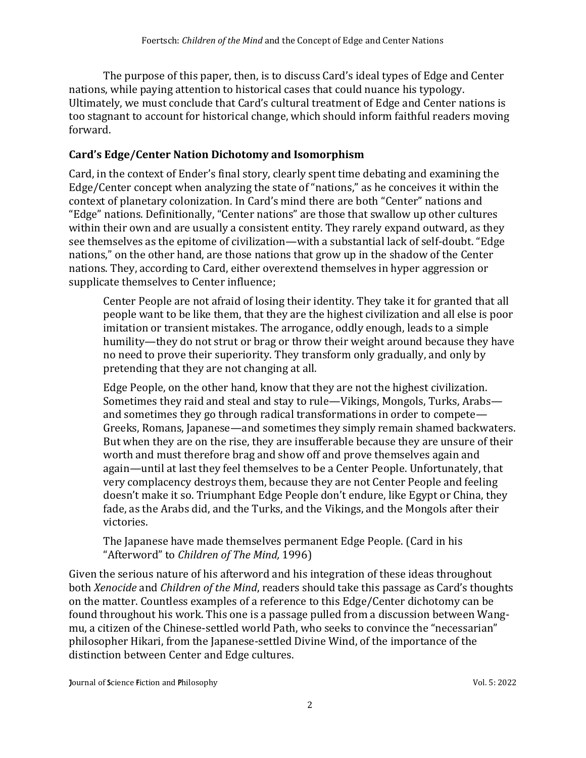The purpose of this paper, then, is to discuss Card's ideal types of Edge and Center nations, while paying attention to historical cases that could nuance his typology. Ultimately, we must conclude that Card's cultural treatment of Edge and Center nations is too stagnant to account for historical change, which should inform faithful readers moving forward.

## Card's Edge/Center Nation Dichotomy and Isomorphism

Card, in the context of Ender's final story, clearly spent time debating and examining the Edge/Center concept when analyzing the state of "nations," as he conceives it within the context of planetary colonization. In Card's mind there are both "Center" nations and "Edge" nations. Definitionally, "Center nations" are those that swallow up other cultures within their own and are usually a consistent entity. They rarely expand outward, as they see themselves as the epitome of civilization—with a substantial lack of self-doubt. "Edge nations," on the other hand, are those nations that grow up in the shadow of the Center nations. They, according to Card, either overextend themselves in hyper aggression or supplicate themselves to Center influence;

> Center People are not afraid of losing their identity. They take it for granted that all people want to be like them, that they are the highest civilization and all else is poor imitation or transient mistakes. The arrogance, oddly enough, leads to a simple humility—they do not strut or brag or throw their weight around because they have no need to prove their superiority. They transform only gradually, and only by pretending that they are not changing at all.
>
> Edge People, on the other hand, know that they are not the highest civilization. Sometimes they raid and steal and stay to rule—Vikings, Mongols, Turks, Arabs—and sometimes they go through radical transformations in order to compete—Greeks, Romans, Japanese—and sometimes they simply remain shamed backwaters. But when they are on the rise, they are insufferable because they are unsure of their worth and must therefore brag and show off and prove themselves again and again—until at last they feel themselves to be a Center People. Unfortunately, that very complacency destroys them, because they are not Center People and feeling doesn't make it so. Triumphant Edge People don't endure, like Egypt or China, they fade, as the Arabs did, and the Turks, and the Vikings, and the Mongols after their victories.
>
> The Japanese have made themselves permanent Edge People. (Card in his "Afterword" to *Children of The Mind,* 1996)

Given the serious nature of his afterword and his integration of these ideas throughout both *Xenocide* and *Children of the Mind*, readers should take this passage as Card's thoughts on the matter. Countless examples of a reference to this Edge/Center dichotomy can be found throughout his work. This one is a passage pulled from a discussion between Wang-mu, a citizen of the Chinese-settled world Path, who seeks to convince the "necessarian" philosopher Hikari, from the Japanese-settled Divine Wind, of the importance of the distinction between Center and Edge cultures.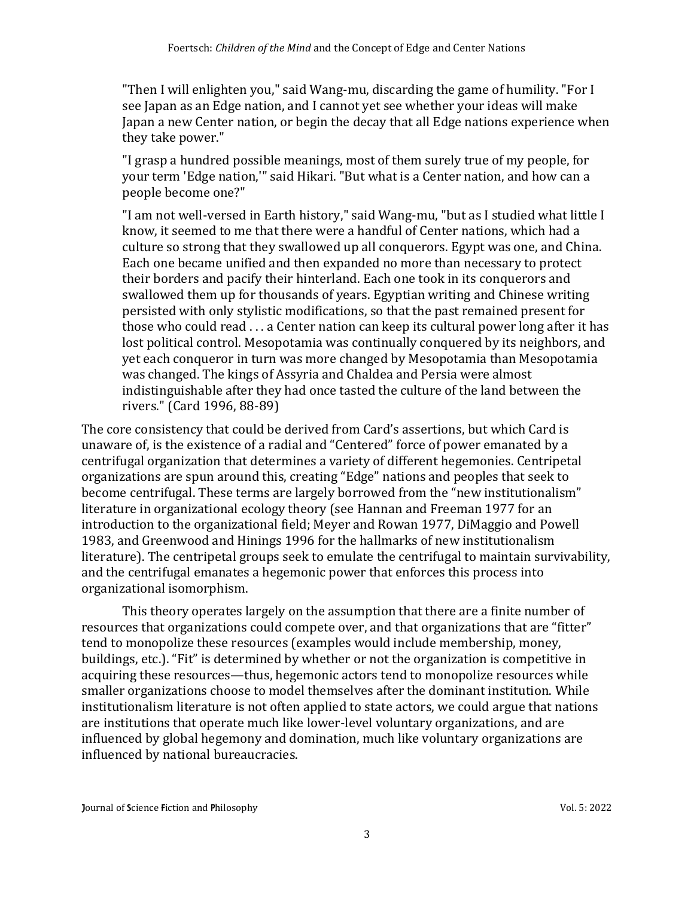> "Then I will enlighten you," said Wang-mu, discarding the game of humility. "For I see Japan as an Edge nation, and I cannot yet see whether your ideas will make Japan a new Center nation, or begin the decay that all Edge nations experience when they take power."
>
> "I grasp a hundred possible meanings, most of them surely true of my people, for your term 'Edge nation,'" said Hikari. "But what is a Center nation, and how can a people become one?"
>
> "I am not well-versed in Earth history," said Wang-mu, "but as I studied what little I know, it seemed to me that there were a handful of Center nations, which had a culture so strong that they swallowed up all conquerors. Egypt was one, and China. Each one became unified and then expanded no more than necessary to protect their borders and pacify their hinterland. Each one took in its conquerors and swallowed them up for thousands of years. Egyptian writing and Chinese writing persisted with only stylistic modifications, so that the past remained present for those who could read . . . a Center nation can keep its cultural power long after it has lost political control. Mesopotamia was continually conquered by its neighbors, and yet each conqueror in turn was more changed by Mesopotamia than Mesopotamia was changed. The kings of Assyria and Chaldea and Persia were almost indistinguishable after they had once tasted the culture of the land between the rivers." (Card 1996, 88-89)

The core consistency that could be derived from Card's assertions, but which Card is unaware of, is the existence of a radial and "Centered" force of power emanated by a centrifugal organization that determines a variety of different hegemonies. Centripetal organizations are spun around this, creating "Edge" nations and peoples that seek to become centrifugal. These terms are largely borrowed from the "new institutionalism" literature in organizational ecology theory (see Hannan and Freeman 1977 for an introduction to the organizational field; Meyer and Rowan 1977, DiMaggio and Powell 1983, and Greenwood and Hinings 1996 for the hallmarks of new institutionalism literature). The centripetal groups seek to emulate the centrifugal to maintain survivability, and the centrifugal emanates a hegemonic power that enforces this process into organizational isomorphism.

This theory operates largely on the assumption that there are a finite number of resources that organizations could compete over, and that organizations that are "fitter" tend to monopolize these resources (examples would include membership, money, buildings, etc.). "Fit" is determined by whether or not the organization is competitive in acquiring these resources—thus, hegemonic actors tend to monopolize resources while smaller organizations choose to model themselves after the dominant institution. While institutionalism literature is not often applied to state actors, we could argue that nations are institutions that operate much like lower-level voluntary organizations, and are influenced by global hegemony and domination, much like voluntary organizations are influenced by national bureaucracies.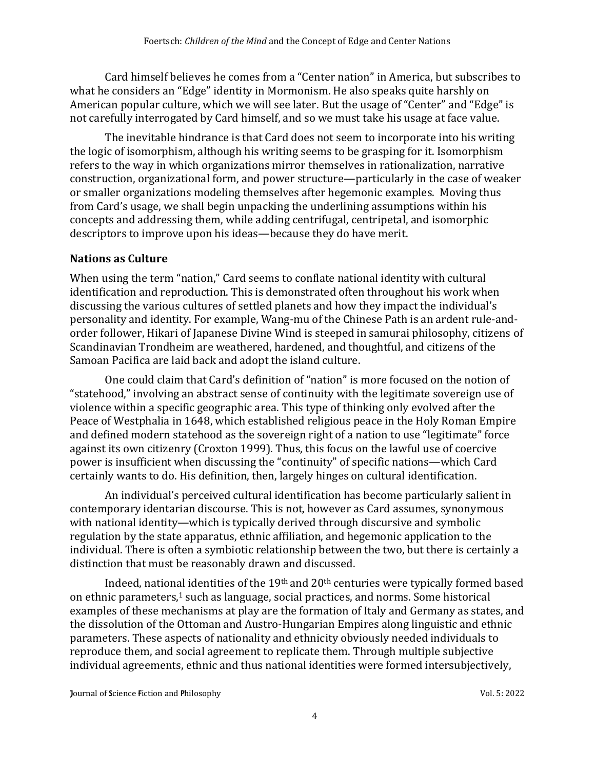Card himself believes he comes from a "Center nation" in America, but subscribes to what he considers an "Edge" identity in Mormonism. He also speaks quite harshly on American popular culture, which we will see later. But the usage of "Center" and "Edge" is not carefully interrogated by Card himself, and so we must take his usage at face value.

The inevitable hindrance is that Card does not seem to incorporate into his writing the logic of isomorphism, although his writing seems to be grasping for it. Isomorphism refers to the way in which organizations mirror themselves in rationalization, narrative construction, organizational form, and power structure—particularly in the case of weaker or smaller organizations modeling themselves after hegemonic examples. Moving thus from Card's usage, we shall begin unpacking the underlining assumptions within his concepts and addressing them, while adding centrifugal, centripetal, and isomorphic descriptors to improve upon his ideas—because they do have merit.

## Nations as Culture

When using the term "nation," Card seems to conflate national identity with cultural identification and reproduction. This is demonstrated often throughout his work when discussing the various cultures of settled planets and how they impact the individual's personality and identity. For example, Wang-mu of the Chinese Path is an ardent rule-and-order follower, Hikari of Japanese Divine Wind is steeped in samurai philosophy, citizens of Scandinavian Trondheim are weathered, hardened, and thoughtful, and citizens of the Samoan Pacifica are laid back and adopt the island culture.

One could claim that Card's definition of "nation" is more focused on the notion of "statehood," involving an abstract sense of continuity with the legitimate sovereign use of violence within a specific geographic area. This type of thinking only evolved after the Peace of Westphalia in 1648, which established religious peace in the Holy Roman Empire and defined modern statehood as the sovereign right of a nation to use "legitimate" force against its own citizenry (Croxton 1999). Thus, this focus on the lawful use of coercive power is insufficient when discussing the "continuity" of specific nations—which Card certainly wants to do. His definition, then, largely hinges on cultural identification.

An individual's perceived cultural identification has become particularly salient in contemporary identarian discourse. This is not, however as Card assumes, synonymous with national identity—which is typically derived through discursive and symbolic regulation by the state apparatus, ethnic affiliation, and hegemonic application to the individual. There is often a symbiotic relationship between the two, but there is certainly a distinction that must be reasonably drawn and discussed.

Indeed, national identities of the 19th and 20th centuries were typically formed based on ethnic parameters,[1] such as language, social practices, and norms. Some historical examples of these mechanisms at play are the formation of Italy and Germany as states, and the dissolution of the Ottoman and Austro-Hungarian Empires along linguistic and ethnic parameters. These aspects of nationality and ethnicity obviously needed individuals to reproduce them, and social agreement to replicate them. Through multiple subjective individual agreements, ethnic and thus national identities were formed intersubjectively,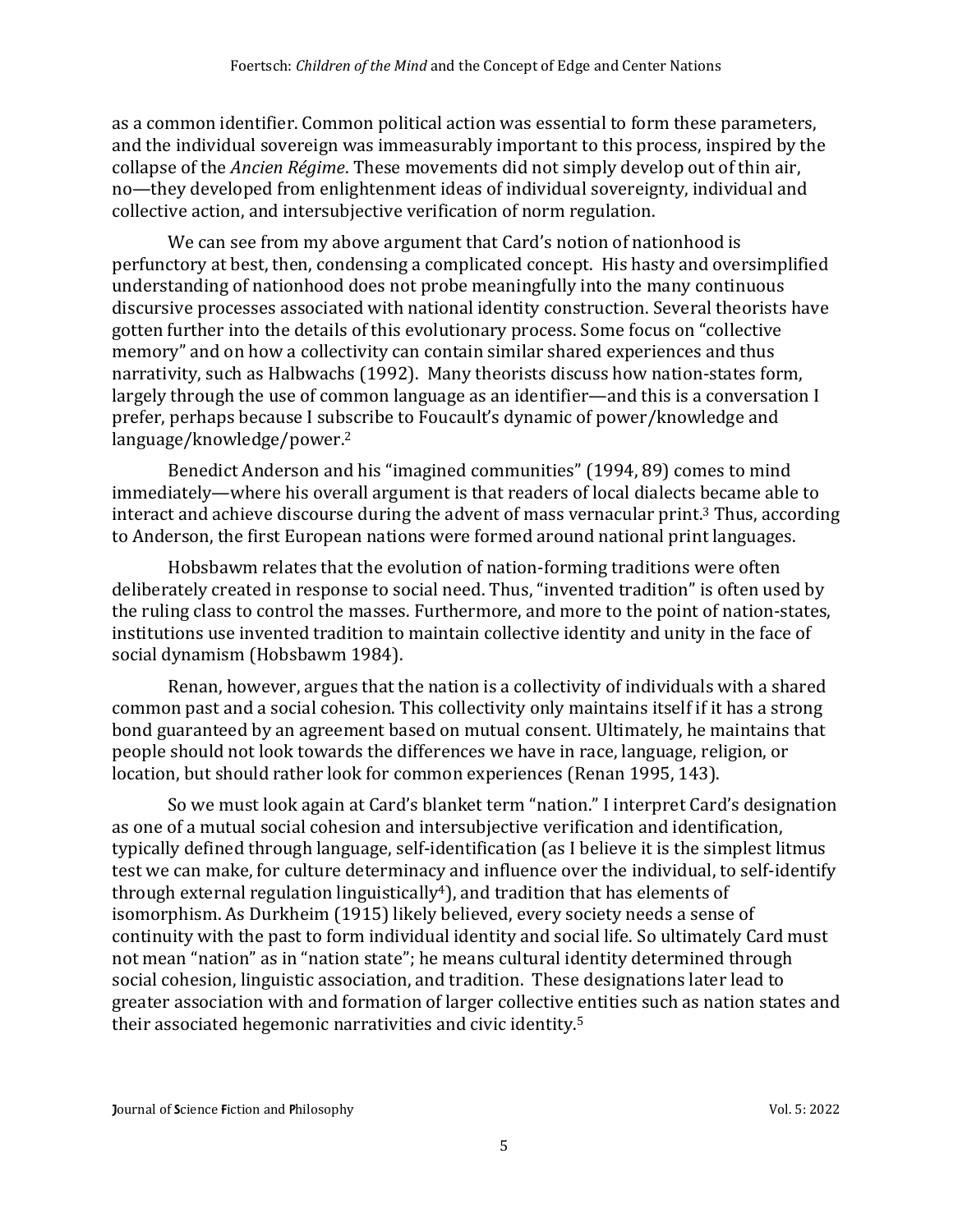as a common identifier. Common political action was essential to form these parameters, and the individual sovereign was immeasurably important to this process, inspired by the collapse of the *Ancien Régime*. These movements did not simply develop out of thin air, no—they developed from enlightenment ideas of individual sovereignty, individual and collective action, and intersubjective verification of norm regulation.

We can see from my above argument that Card's notion of nationhood is perfunctory at best, then, condensing a complicated concept. His hasty and oversimplified understanding of nationhood does not probe meaningfully into the many continuous discursive processes associated with national identity construction. Several theorists have gotten further into the details of this evolutionary process. Some focus on "collective memory" and on how a collectivity can contain similar shared experiences and thus narrativity, such as Halbwachs (1992). Many theorists discuss how nation-states form, largely through the use of common language as an identifier—and this is a conversation I prefer, perhaps because I subscribe to Foucault's dynamic of power/knowledge and language/knowledge/power.[2]

Benedict Anderson and his "imagined communities" (1994, 89) comes to mind immediately—where his overall argument is that readers of local dialects became able to interact and achieve discourse during the advent of mass vernacular print.[3] Thus, according to Anderson, the first European nations were formed around national print languages.

Hobsbawm relates that the evolution of nation-forming traditions were often deliberately created in response to social need. Thus, "invented tradition" is often used by the ruling class to control the masses. Furthermore, and more to the point of nation-states, institutions use invented tradition to maintain collective identity and unity in the face of social dynamism (Hobsbawm 1984).

Renan, however, argues that the nation is a collectivity of individuals with a shared common past and a social cohesion. This collectivity only maintains itself if it has a strong bond guaranteed by an agreement based on mutual consent. Ultimately, he maintains that people should not look towards the differences we have in race, language, religion, or location, but should rather look for common experiences (Renan 1995, 143).

So we must look again at Card's blanket term "nation." I interpret Card's designation as one of a mutual social cohesion and intersubjective verification and identification, typically defined through language, self-identification (as I believe it is the simplest litmus test we can make, for culture determinacy and influence over the individual, to self-identify through external regulation linguistically[4]), and tradition that has elements of isomorphism. As Durkheim (1915) likely believed, every society needs a sense of continuity with the past to form individual identity and social life. So ultimately Card must not mean "nation" as in "nation state"; he means cultural identity determined through social cohesion, linguistic association, and tradition. These designations later lead to greater association with and formation of larger collective entities such as nation states and their associated hegemonic narrativities and civic identity.[5]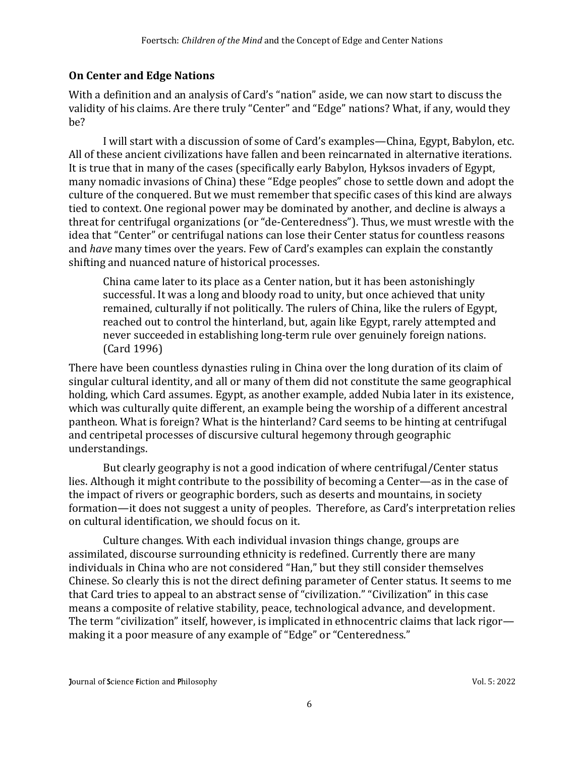## On Center and Edge Nations

With a definition and an analysis of Card's "nation" aside, we can now start to discuss the validity of his claims. Are there truly "Center" and "Edge" nations? What, if any, would they be?

I will start with a discussion of some of Card's examples—China, Egypt, Babylon, etc. All of these ancient civilizations have fallen and been reincarnated in alternative iterations. It is true that in many of the cases (specifically early Babylon, Hyksos invaders of Egypt, many nomadic invasions of China) these "Edge peoples" chose to settle down and adopt the culture of the conquered. But we must remember that specific cases of this kind are always tied to context. One regional power may be dominated by another, and decline is always a threat for centrifugal organizations (or "de-Centeredness"). Thus, we must wrestle with the idea that "Center" or centrifugal nations can lose their Center status for countless reasons and *have* many times over the years. Few of Card's examples can explain the constantly shifting and nuanced nature of historical processes.

> China came later to its place as a Center nation, but it has been astonishingly successful. It was a long and bloody road to unity, but once achieved that unity remained, culturally if not politically. The rulers of China, like the rulers of Egypt, reached out to control the hinterland, but, again like Egypt, rarely attempted and never succeeded in establishing long-term rule over genuinely foreign nations. (Card 1996)

There have been countless dynasties ruling in China over the long duration of its claim of singular cultural identity, and all or many of them did not constitute the same geographical holding, which Card assumes. Egypt, as another example, added Nubia later in its existence, which was culturally quite different, an example being the worship of a different ancestral pantheon. What is foreign? What is the hinterland? Card seems to be hinting at centrifugal and centripetal processes of discursive cultural hegemony through geographic understandings.

But clearly geography is not a good indication of where centrifugal/Center status lies. Although it might contribute to the possibility of becoming a Center—as in the case of the impact of rivers or geographic borders, such as deserts and mountains, in society formation—it does not suggest a unity of peoples. Therefore, as Card's interpretation relies on cultural identification, we should focus on it.

Culture changes. With each individual invasion things change, groups are assimilated, discourse surrounding ethnicity is redefined. Currently there are many individuals in China who are not considered "Han," but they still consider themselves Chinese. So clearly this is not the direct defining parameter of Center status. It seems to me that Card tries to appeal to an abstract sense of "civilization." "Civilization" in this case means a composite of relative stability, peace, technological advance, and development. The term "civilization" itself, however, is implicated in ethnocentric claims that lack rigor—making it a poor measure of any example of "Edge" or "Centeredness."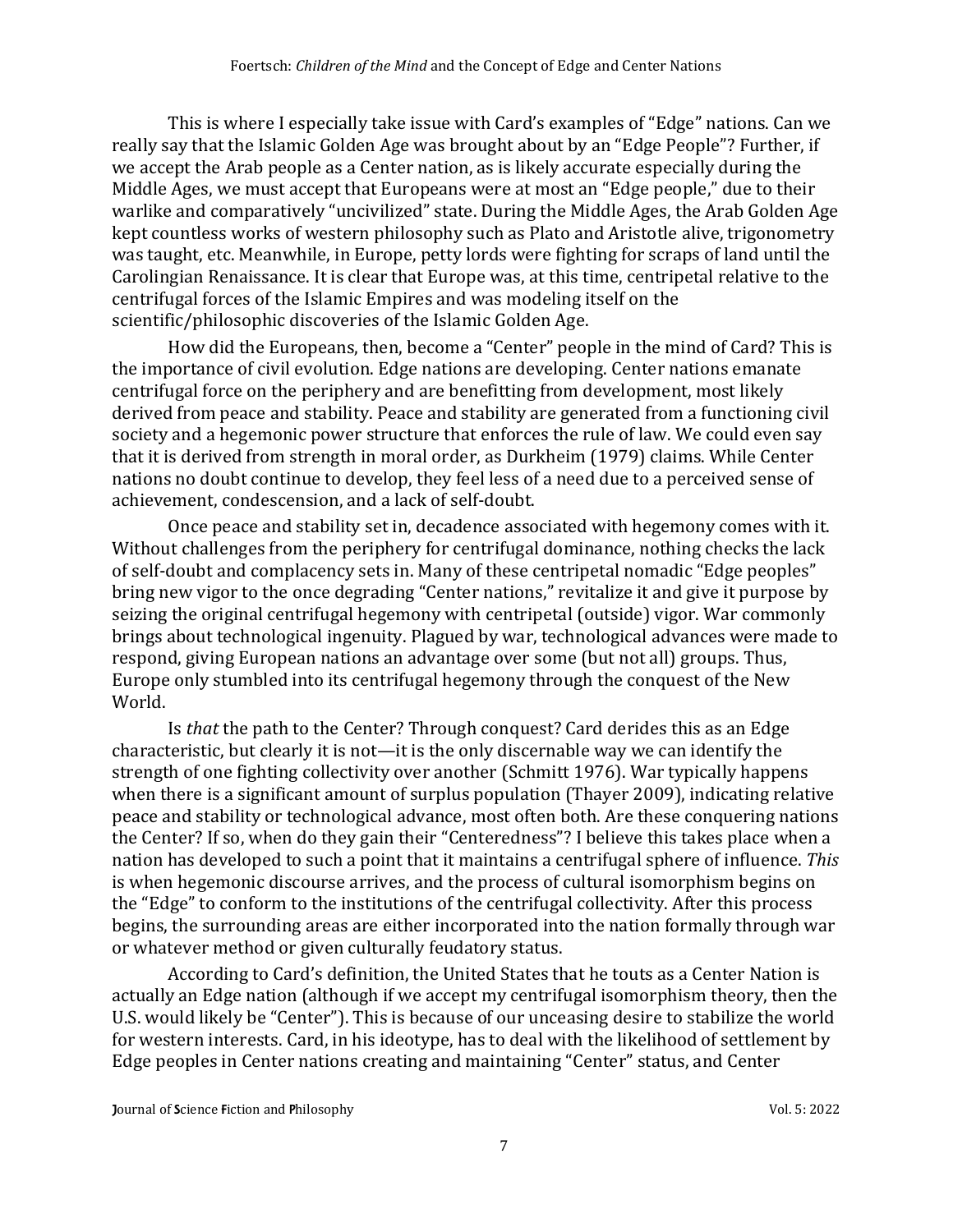This is where I especially take issue with Card's examples of "Edge" nations. Can we really say that the Islamic Golden Age was brought about by an "Edge People"? Further, if we accept the Arab people as a Center nation, as is likely accurate especially during the Middle Ages, we must accept that Europeans were at most an "Edge people," due to their warlike and comparatively "uncivilized" state. During the Middle Ages, the Arab Golden Age kept countless works of western philosophy such as Plato and Aristotle alive, trigonometry was taught, etc. Meanwhile, in Europe, petty lords were fighting for scraps of land until the Carolingian Renaissance. It is clear that Europe was, at this time, centripetal relative to the centrifugal forces of the Islamic Empires and was modeling itself on the scientific/philosophic discoveries of the Islamic Golden Age.

How did the Europeans, then, become a "Center" people in the mind of Card? This is the importance of civil evolution. Edge nations are developing. Center nations emanate centrifugal force on the periphery and are benefitting from development, most likely derived from peace and stability. Peace and stability are generated from a functioning civil society and a hegemonic power structure that enforces the rule of law. We could even say that it is derived from strength in moral order, as Durkheim (1979) claims. While Center nations no doubt continue to develop, they feel less of a need due to a perceived sense of achievement, condescension, and a lack of self-doubt.

Once peace and stability set in, decadence associated with hegemony comes with it. Without challenges from the periphery for centrifugal dominance, nothing checks the lack of self-doubt and complacency sets in. Many of these centripetal nomadic "Edge peoples" bring new vigor to the once degrading "Center nations," revitalize it and give it purpose by seizing the original centrifugal hegemony with centripetal (outside) vigor. War commonly brings about technological ingenuity. Plagued by war, technological advances were made to respond, giving European nations an advantage over some (but not all) groups. Thus, Europe only stumbled into its centrifugal hegemony through the conquest of the New World.

Is *that* the path to the Center? Through conquest? Card derides this as an Edge characteristic, but clearly it is not—it is the only discernable way we can identify the strength of one fighting collectivity over another (Schmitt 1976). War typically happens when there is a significant amount of surplus population (Thayer 2009), indicating relative peace and stability or technological advance, most often both. Are these conquering nations the Center? If so, when do they gain their "Centeredness"? I believe this takes place when a nation has developed to such a point that it maintains a centrifugal sphere of influence. *This* is when hegemonic discourse arrives, and the process of cultural isomorphism begins on the "Edge" to conform to the institutions of the centrifugal collectivity. After this process begins, the surrounding areas are either incorporated into the nation formally through war or whatever method or given culturally feudatory status.

According to Card's definition, the United States that he touts as a Center Nation is actually an Edge nation (although if we accept my centrifugal isomorphism theory, then the U.S. would likely be "Center"). This is because of our unceasing desire to stabilize the world for western interests. Card, in his ideotype, has to deal with the likelihood of settlement by Edge peoples in Center nations creating and maintaining "Center" status, and Center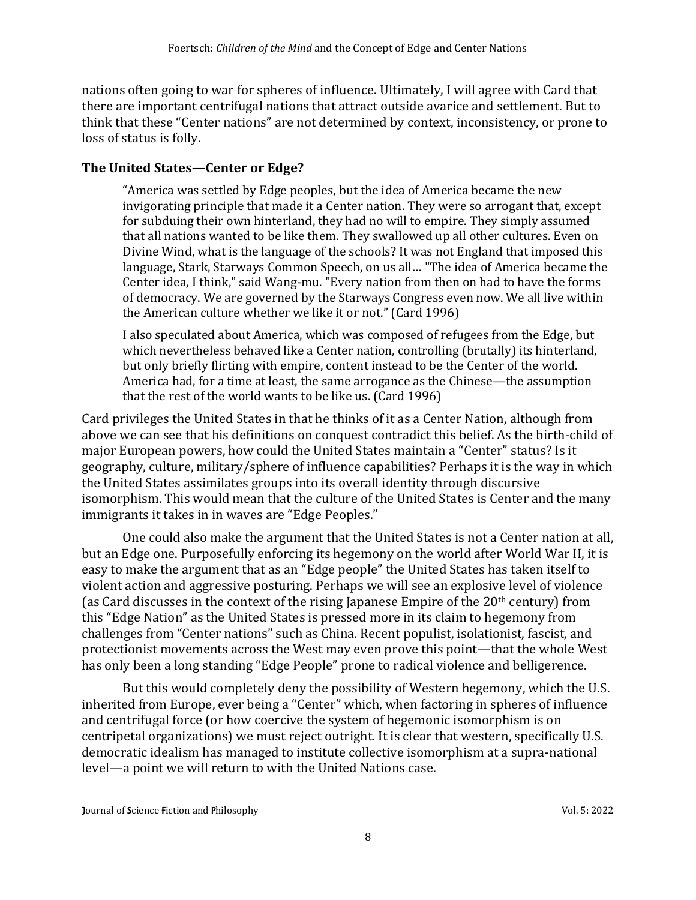nations often going to war for spheres of influence. Ultimately, I will agree with Card that there are important centrifugal nations that attract outside avarice and settlement. But to think that these "Center nations" are not determined by context, inconsistency, or prone to loss of status is folly.

### The United States—Center or Edge?

> "America was settled by Edge peoples, but the idea of America became the new invigorating principle that made it a Center nation. They were so arrogant that, except for subduing their own hinterland, they had no will to empire. They simply assumed that all nations wanted to be like them. They swallowed up all other cultures. Even on Divine Wind, what is the language of the schools? It was not England that imposed this language, Stark, Starways Common Speech, on us all… "The idea of America became the Center idea, I think," said Wang-mu. "Every nation from then on had to have the forms of democracy. We are governed by the Starways Congress even now. We all live within the American culture whether we like it or not." (Card 1996)
>
> I also speculated about America, which was composed of refugees from the Edge, but which nevertheless behaved like a Center nation, controlling (brutally) its hinterland, but only briefly flirting with empire, content instead to be the Center of the world. America had, for a time at least, the same arrogance as the Chinese—the assumption that the rest of the world wants to be like us. (Card 1996)

Card privileges the United States in that he thinks of it as a Center Nation, although from above we can see that his definitions on conquest contradict this belief. As the birth-child of major European powers, how could the United States maintain a "Center" status? Is it geography, culture, military/sphere of influence capabilities? Perhaps it is the way in which the United States assimilates groups into its overall identity through discursive isomorphism. This would mean that the culture of the United States is Center and the many immigrants it takes in in waves are "Edge Peoples."

One could also make the argument that the United States is not a Center nation at all, but an Edge one. Purposefully enforcing its hegemony on the world after World War II, it is easy to make the argument that as an "Edge people" the United States has taken itself to violent action and aggressive posturing. Perhaps we will see an explosive level of violence (as Card discusses in the context of the rising Japanese Empire of the 20th century) from this "Edge Nation" as the United States is pressed more in its claim to hegemony from challenges from "Center nations" such as China. Recent populist, isolationist, fascist, and protectionist movements across the West may even prove this point—that the whole West has only been a long standing "Edge People" prone to radical violence and belligerence.

But this would completely deny the possibility of Western hegemony, which the U.S. inherited from Europe, ever being a "Center" which, when factoring in spheres of influence and centrifugal force (or how coercive the system of hegemonic isomorphism is on centripetal organizations) we must reject outright. It is clear that western, specifically U.S. democratic idealism has managed to institute collective isomorphism at a supra-national level—a point we will return to with the United Nations case.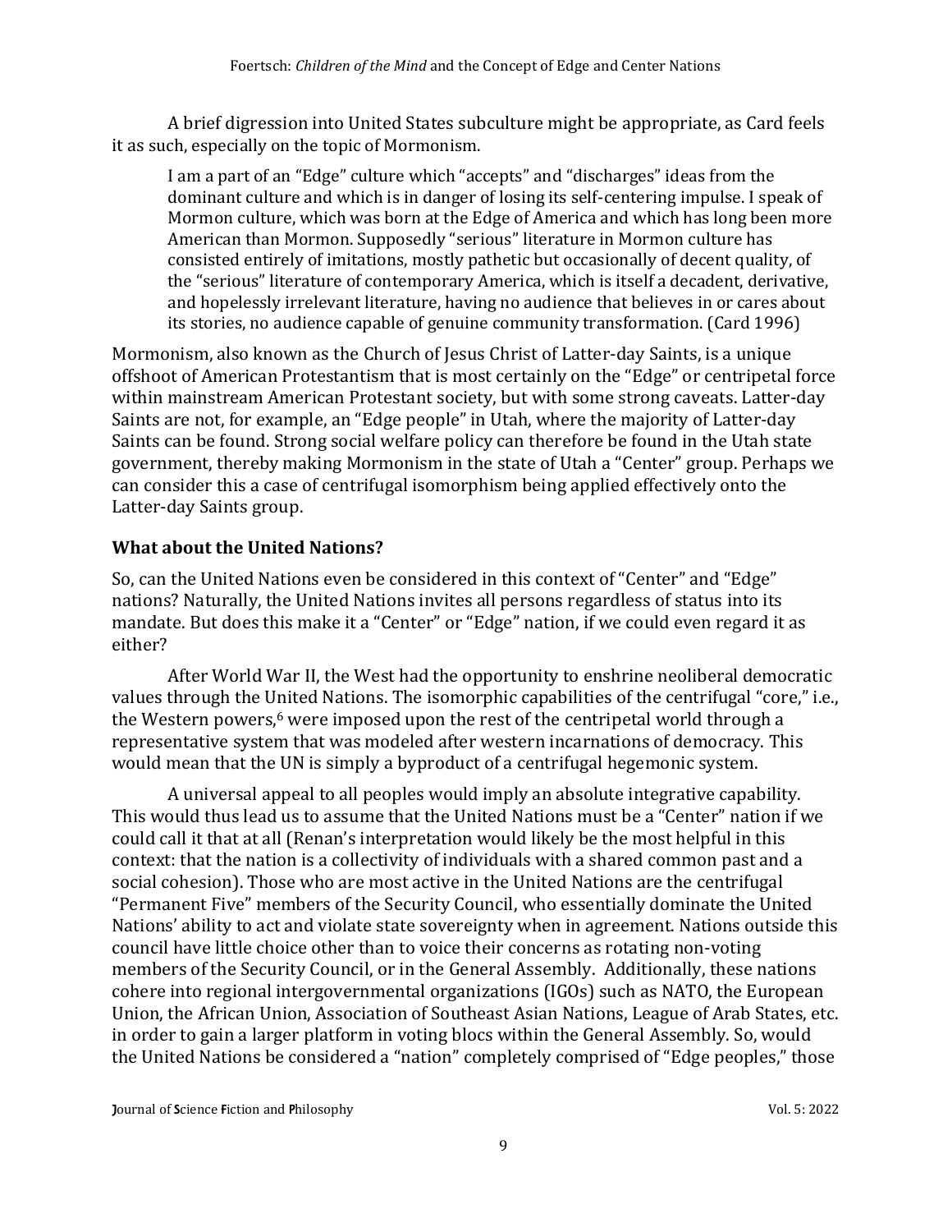A brief digression into United States subculture might be appropriate, as Card feels it as such, especially on the topic of Mormonism.

> I am a part of an "Edge" culture which "accepts" and "discharges" ideas from the dominant culture and which is in danger of losing its self-centering impulse. I speak of Mormon culture, which was born at the Edge of America and which has long been more American than Mormon. Supposedly "serious" literature in Mormon culture has consisted entirely of imitations, mostly pathetic but occasionally of decent quality, of the "serious" literature of contemporary America, which is itself a decadent, derivative, and hopelessly irrelevant literature, having no audience that believes in or cares about its stories, no audience capable of genuine community transformation. (Card 1996)

Mormonism, also known as the Church of Jesus Christ of Latter-day Saints, is a unique offshoot of American Protestantism that is most certainly on the "Edge" or centripetal force within mainstream American Protestant society, but with some strong caveats. Latter-day Saints are not, for example, an "Edge people" in Utah, where the majority of Latter-day Saints can be found. Strong social welfare policy can therefore be found in the Utah state government, thereby making Mormonism in the state of Utah a "Center" group. Perhaps we can consider this a case of centrifugal isomorphism being applied effectively onto the Latter-day Saints group.

## What about the United Nations?

So, can the United Nations even be considered in this context of "Center" and "Edge" nations? Naturally, the United Nations invites all persons regardless of status into its mandate. But does this make it a "Center" or "Edge" nation, if we could even regard it as either?

After World War II, the West had the opportunity to enshrine neoliberal democratic values through the United Nations. The isomorphic capabilities of the centrifugal "core," i.e., the Western powers,[6] were imposed upon the rest of the centripetal world through a representative system that was modeled after western incarnations of democracy. This would mean that the UN is simply a byproduct of a centrifugal hegemonic system.

A universal appeal to all peoples would imply an absolute integrative capability. This would thus lead us to assume that the United Nations must be a "Center" nation if we could call it that at all (Renan's interpretation would likely be the most helpful in this context: that the nation is a collectivity of individuals with a shared common past and a social cohesion). Those who are most active in the United Nations are the centrifugal "Permanent Five" members of the Security Council, who essentially dominate the United Nations' ability to act and violate state sovereignty when in agreement. Nations outside this council have little choice other than to voice their concerns as rotating non-voting members of the Security Council, or in the General Assembly. Additionally, these nations cohere into regional intergovernmental organizations (IGOs) such as NATO, the European Union, the African Union, Association of Southeast Asian Nations, League of Arab States, etc. in order to gain a larger platform in voting blocs within the General Assembly. So, would the United Nations be considered a "nation" completely comprised of "Edge peoples," those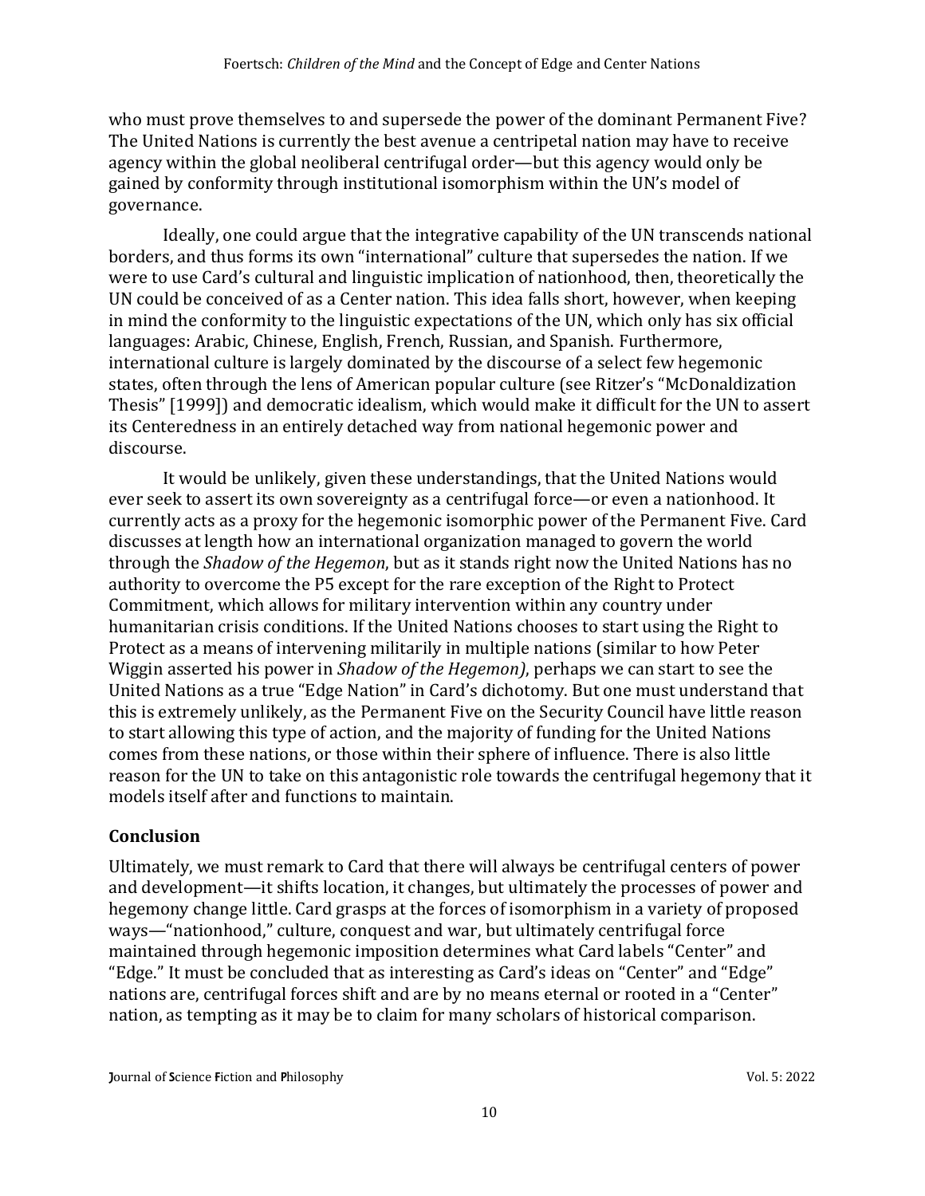who must prove themselves to and supersede the power of the dominant Permanent Five? The United Nations is currently the best avenue a centripetal nation may have to receive agency within the global neoliberal centrifugal order—but this agency would only be gained by conformity through institutional isomorphism within the UN's model of governance.

Ideally, one could argue that the integrative capability of the UN transcends national borders, and thus forms its own "international" culture that supersedes the nation. If we were to use Card's cultural and linguistic implication of nationhood, then, theoretically the UN could be conceived of as a Center nation. This idea falls short, however, when keeping in mind the conformity to the linguistic expectations of the UN, which only has six official languages: Arabic, Chinese, English, French, Russian, and Spanish. Furthermore, international culture is largely dominated by the discourse of a select few hegemonic states, often through the lens of American popular culture (see Ritzer's "McDonaldization Thesis" [1999]) and democratic idealism, which would make it difficult for the UN to assert its Centeredness in an entirely detached way from national hegemonic power and discourse.

It would be unlikely, given these understandings, that the United Nations would ever seek to assert its own sovereignty as a centrifugal force—or even a nationhood. It currently acts as a proxy for the hegemonic isomorphic power of the Permanent Five. Card discusses at length how an international organization managed to govern the world through the *Shadow of the Hegemon*, but as it stands right now the United Nations has no authority to overcome the P5 except for the rare exception of the Right to Protect Commitment, which allows for military intervention within any country under humanitarian crisis conditions. If the United Nations chooses to start using the Right to Protect as a means of intervening militarily in multiple nations (similar to how Peter Wiggin asserted his power in *Shadow of the Hegemon)*, perhaps we can start to see the United Nations as a true "Edge Nation" in Card's dichotomy. But one must understand that this is extremely unlikely, as the Permanent Five on the Security Council have little reason to start allowing this type of action, and the majority of funding for the United Nations comes from these nations, or those within their sphere of influence. There is also little reason for the UN to take on this antagonistic role towards the centrifugal hegemony that it models itself after and functions to maintain.

## Conclusion

Ultimately, we must remark to Card that there will always be centrifugal centers of power and development—it shifts location, it changes, but ultimately the processes of power and hegemony change little. Card grasps at the forces of isomorphism in a variety of proposed ways—"nationhood," culture, conquest and war, but ultimately centrifugal force maintained through hegemonic imposition determines what Card labels "Center" and "Edge." It must be concluded that as interesting as Card's ideas on "Center" and "Edge" nations are, centrifugal forces shift and are by no means eternal or rooted in a "Center" nation, as tempting as it may be to claim for many scholars of historical comparison.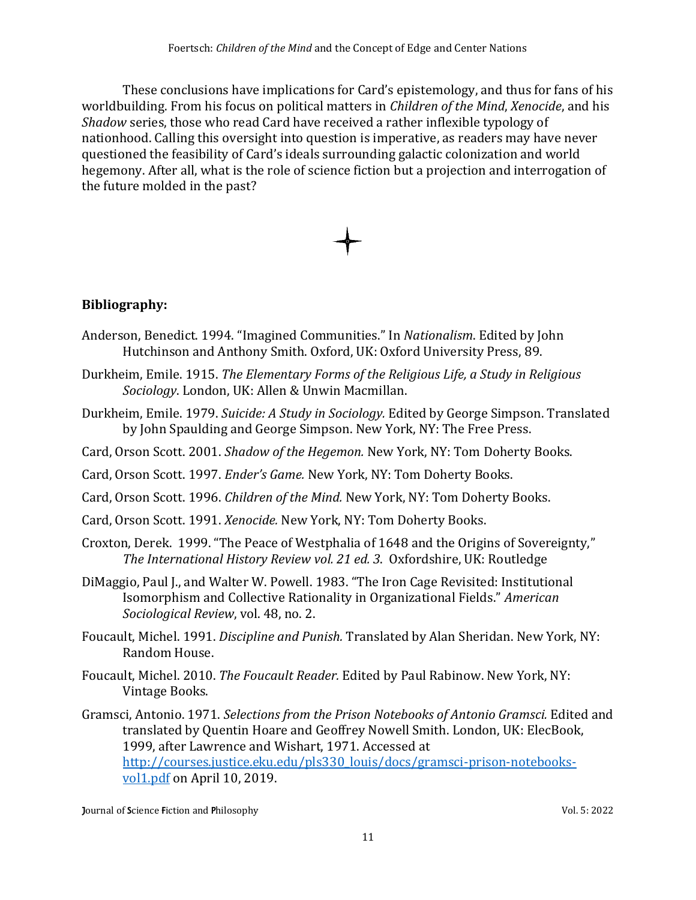These conclusions have implications for Card's epistemology, and thus for fans of his worldbuilding. From his focus on political matters in *Children of the Mind*, *Xenocide*, and his *Shadow* series, those who read Card have received a rather inflexible typology of nationhood. Calling this oversight into question is imperative, as readers may have never questioned the feasibility of Card's ideals surrounding galactic colonization and world hegemony. After all, what is the role of science fiction but a projection and interrogation of the future molded in the past?

**Bibliography:**

Anderson, Benedict. 1994. "Imagined Communities." In *Nationalism*. Edited by John Hutchinson and Anthony Smith. Oxford, UK: Oxford University Press, 89.

Durkheim, Emile. 1915. *The Elementary Forms of the Religious Life, a Study in Religious Sociology*. London, UK: Allen & Unwin Macmillan.

Durkheim, Emile. 1979. *Suicide: A Study in Sociology.* Edited by George Simpson. Translated by John Spaulding and George Simpson. New York, NY: The Free Press.

Card, Orson Scott. 2001. *Shadow of the Hegemon.* New York, NY: Tom Doherty Books.

Card, Orson Scott. 1997. *Ender's Game.* New York, NY: Tom Doherty Books.

Card, Orson Scott. 1996. *Children of the Mind.* New York, NY: Tom Doherty Books.

Card, Orson Scott. 1991. *Xenocide.* New York, NY: Tom Doherty Books.

Croxton, Derek. 1999. "The Peace of Westphalia of 1648 and the Origins of Sovereignty," *The International History Review vol. 21 ed. 3*. Oxfordshire, UK: Routledge

DiMaggio, Paul J., and Walter W. Powell. 1983. "The Iron Cage Revisited: Institutional Isomorphism and Collective Rationality in Organizational Fields." *American Sociological Review*, vol. 48, no. 2.

Foucault, Michel. 1991. *Discipline and Punish.* Translated by Alan Sheridan. New York, NY: Random House.

Foucault, Michel. 2010. *The Foucault Reader.* Edited by Paul Rabinow. New York, NY: Vintage Books.

Gramsci, Antonio. 1971. *Selections from the Prison Notebooks of Antonio Gramsci.* Edited and translated by Quentin Hoare and Geoffrey Nowell Smith. London, UK: ElecBook, 1999, after Lawrence and Wishart, 1971. Accessed at http://courses.justice.eku.edu/pls330_louis/docs/gramsci-prison-notebooks-vol1.pdf on April 10, 2019.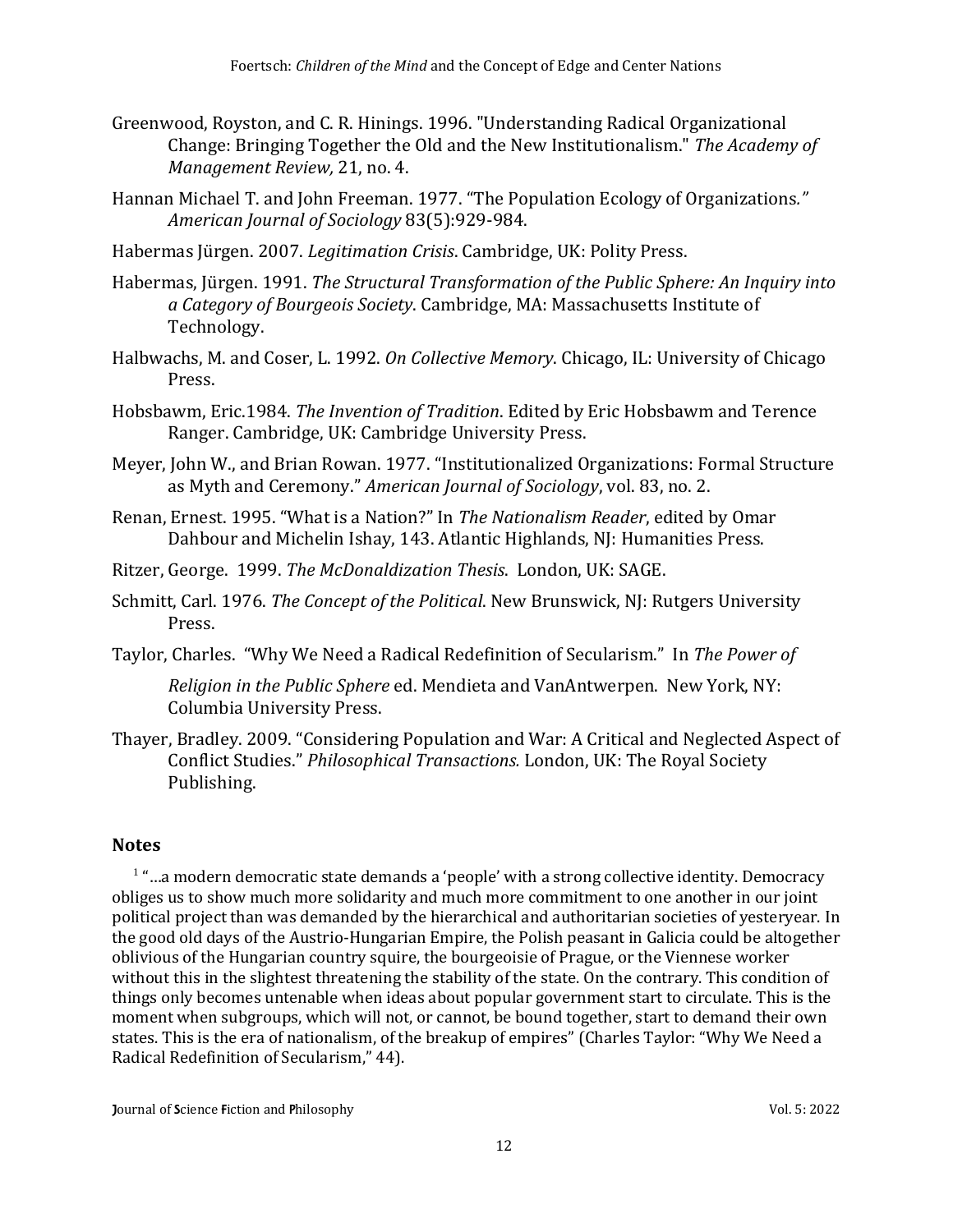Greenwood, Royston, and C. R. Hinings. 1996. "Understanding Radical Organizational Change: Bringing Together the Old and the New Institutionalism." *The Academy of Management Review,* 21, no. 4.

Hannan Michael T. and John Freeman. 1977. "The Population Ecology of Organizations*."* *American Journal of Sociology* 83(5):929-984.

Habermas Jürgen. 2007. *Legitimation Crisis*. Cambridge, UK: Polity Press.

Habermas, Jürgen. 1991. *The Structural Transformation of the Public Sphere: An Inquiry into a Category of Bourgeois Society*. Cambridge, MA: Massachusetts Institute of Technology.

Halbwachs, M. and Coser, L. 1992. *On Collective Memory*. Chicago, IL: University of Chicago Press.

Hobsbawm, Eric.1984. *The Invention of Tradition*. Edited by Eric Hobsbawm and Terence Ranger. Cambridge, UK: Cambridge University Press.

Meyer, John W., and Brian Rowan. 1977. "Institutionalized Organizations: Formal Structure as Myth and Ceremony." *American Journal of Sociology*, vol. 83, no. 2.

Renan, Ernest. 1995. "What is a Nation?" In *The Nationalism Reader*, edited by Omar Dahbour and Michelin Ishay, 143. Atlantic Highlands, NJ: Humanities Press.

Ritzer, George. 1999. *The McDonaldization Thesis*. London, UK: SAGE.

Schmitt, Carl. 1976. *The Concept of the Political*. New Brunswick, NJ: Rutgers University Press.

Taylor, Charles. "Why We Need a Radical Redefinition of Secularism." In *The Power of Religion in the Public Sphere* ed. Mendieta and VanAntwerpen. New York, NY: Columbia University Press.

Thayer, Bradley. 2009. "Considering Population and War: A Critical and Neglected Aspect of Conflict Studies." *Philosophical Transactions.* London, UK: The Royal Society Publishing.

## Notes

[1] "…a modern democratic state demands a 'people' with a strong collective identity. Democracy obliges us to show much more solidarity and much more commitment to one another in our joint political project than was demanded by the hierarchical and authoritarian societies of yesteryear. In the good old days of the Austrio-Hungarian Empire, the Polish peasant in Galicia could be altogether oblivious of the Hungarian country squire, the bourgeoisie of Prague, or the Viennese worker without this in the slightest threatening the stability of the state. On the contrary. This condition of things only becomes untenable when ideas about popular government start to circulate. This is the moment when subgroups, which will not, or cannot, be bound together, start to demand their own states. This is the era of nationalism, of the breakup of empires" (Charles Taylor: "Why We Need a Radical Redefinition of Secularism," 44).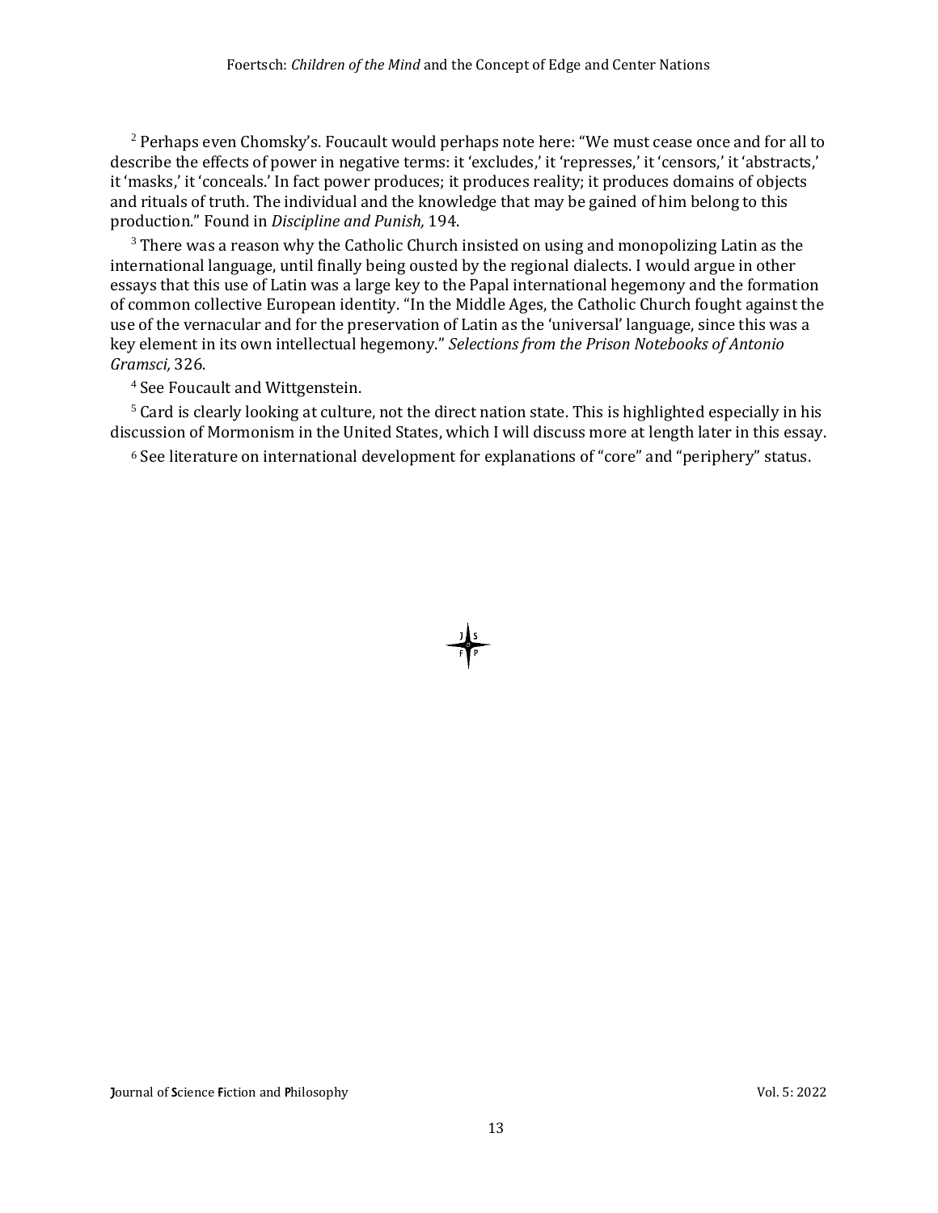[2] Perhaps even Chomsky's. Foucault would perhaps note here: "We must cease once and for all to describe the effects of power in negative terms: it 'excludes,' it 'represses,' it 'censors,' it 'abstracts,' it 'masks,' it 'conceals.' In fact power produces; it produces reality; it produces domains of objects and rituals of truth. The individual and the knowledge that may be gained of him belong to this production." Found in *Discipline and Punish,* 194.

[3] There was a reason why the Catholic Church insisted on using and monopolizing Latin as the international language, until finally being ousted by the regional dialects. I would argue in other essays that this use of Latin was a large key to the Papal international hegemony and the formation of common collective European identity. "In the Middle Ages, the Catholic Church fought against the use of the vernacular and for the preservation of Latin as the 'universal' language, since this was a key element in its own intellectual hegemony." *Selections from the Prison Notebooks of Antonio Gramsci,* 326.

[4] See Foucault and Wittgenstein.

[5] Card is clearly looking at culture, not the direct nation state. This is highlighted especially in his discussion of Mormonism in the United States, which I will discuss more at length later in this essay.

[6] See literature on international development for explanations of "core" and "periphery" status.